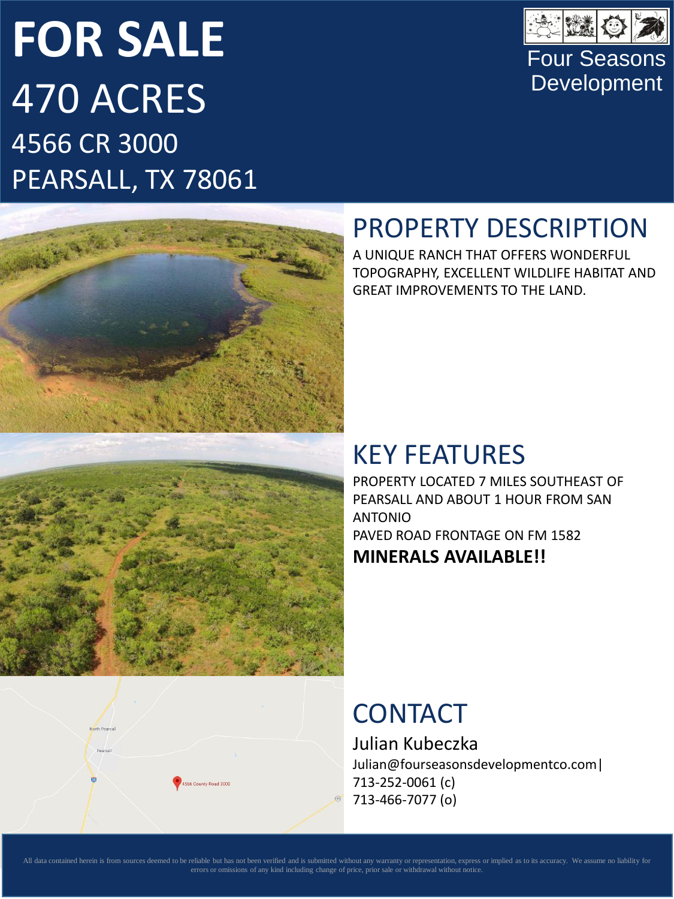# FOR SALE

## 470 ACRES

4566 CR 3000
PEARSALL, TX 78061

Four Seasons Development

## PROPERTY DESCRIPTION

A UNIQUE RANCH THAT OFFERS WONDERFUL TOPOGRAPHY, EXCELLENT WILDLIFE HABITAT AND GREAT IMPROVEMENTS TO THE LAND.

## KEY FEATURES

PROPERTY LOCATED 7 MILES SOUTHEAST OF PEARSALL AND ABOUT 1 HOUR FROM SAN ANTONIO

PAVED ROAD FRONTAGE ON FM 1582

**MINERALS AVAILABLE!!**

## CONTACT

Julian Kubeczka

Julian@fourseasonsdevelopmentco.com|
713-252-0061 (c)
713-466-7077 (o)

All data contained herein is from sources deemed to be reliable but has not been verified and is submitted without any warranty or representation, express or implied as to its accuracy. We assume no liability for errors or omissions of any kind including change of price, prior sale or withdrawal without notice.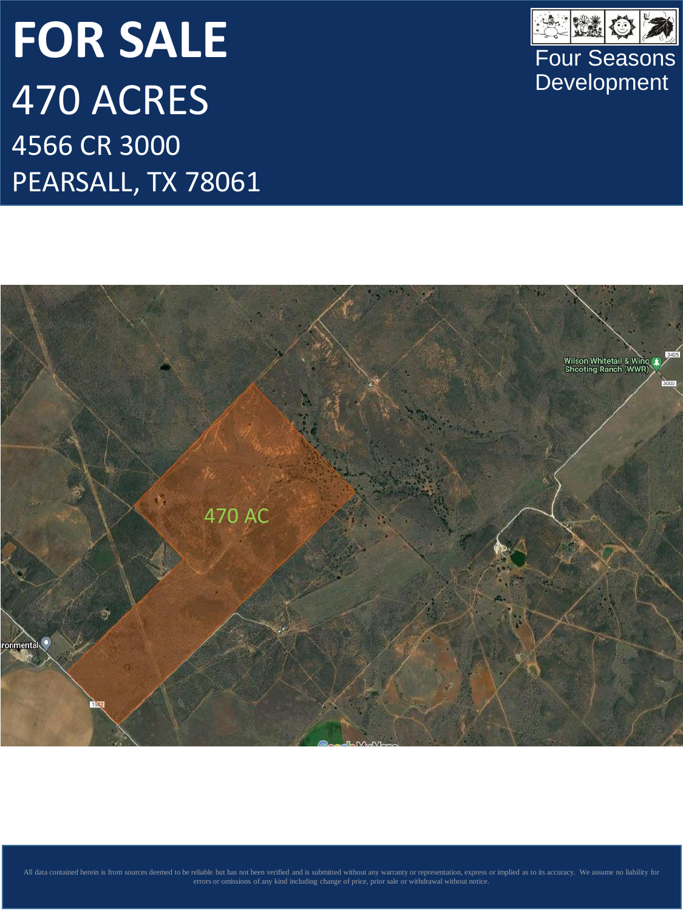# FOR SALE

## 470 ACRES

4566 CR 3000

PEARSALL, TX 78061

Four Seasons Development

All data contained herein is from sources deemed to be reliable but has not been verified and is submitted without any warranty or representation, express or implied as to its accuracy. We assume no liability for errors or omissions of any kind including change of price, prior sale or withdrawal without notice.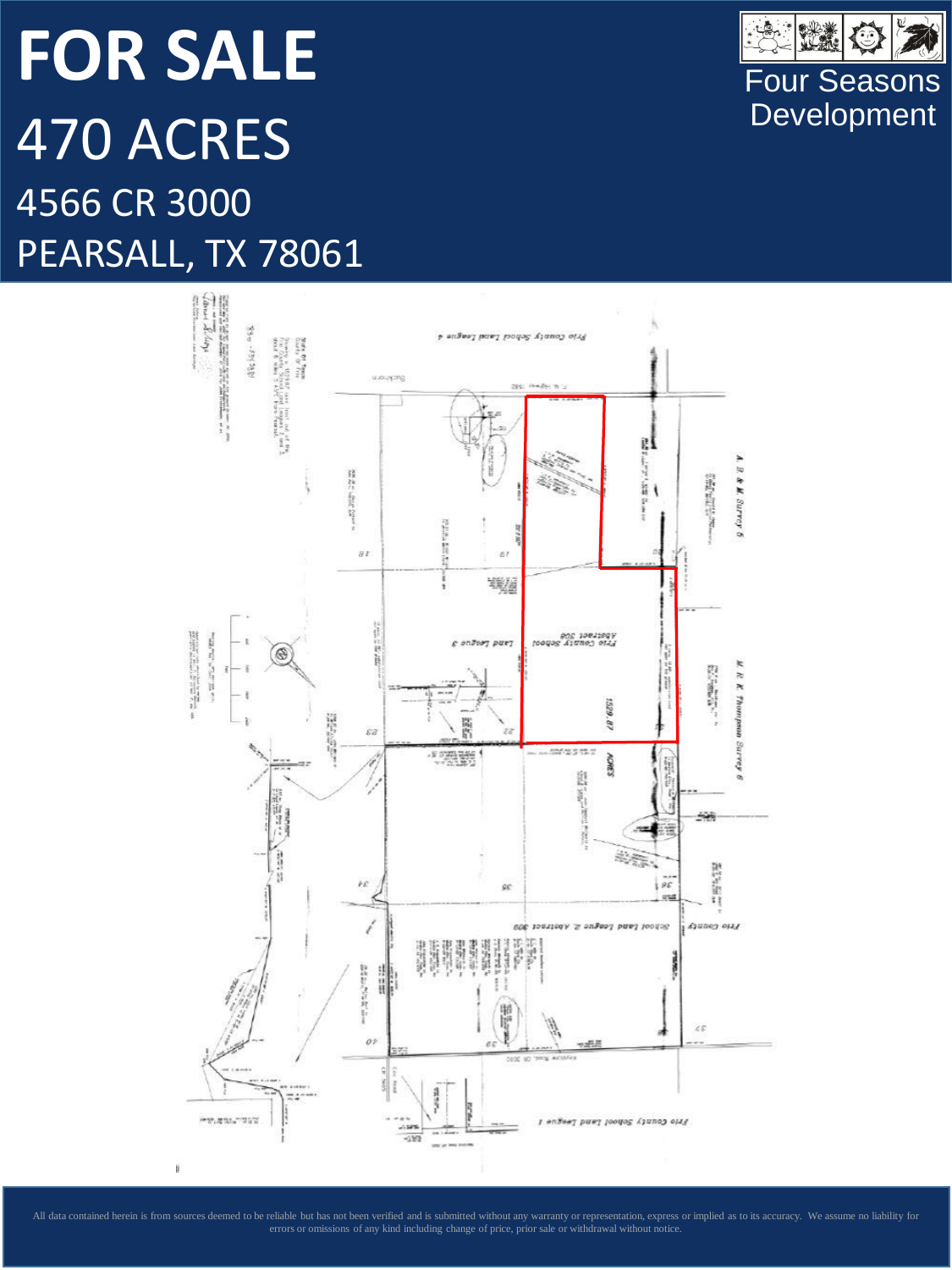# FOR SALE

## 470 ACRES

### 4566 CR 3000

### PEARSALL, TX 78061

Four Seasons Development

All data contained herein is from sources deemed to be reliable but has not been verified and is submitted without any warranty or representation, express or implied as to its accuracy. We assume no liability for errors or omissions of any kind including change of price, prior sale or withdrawal without notice.